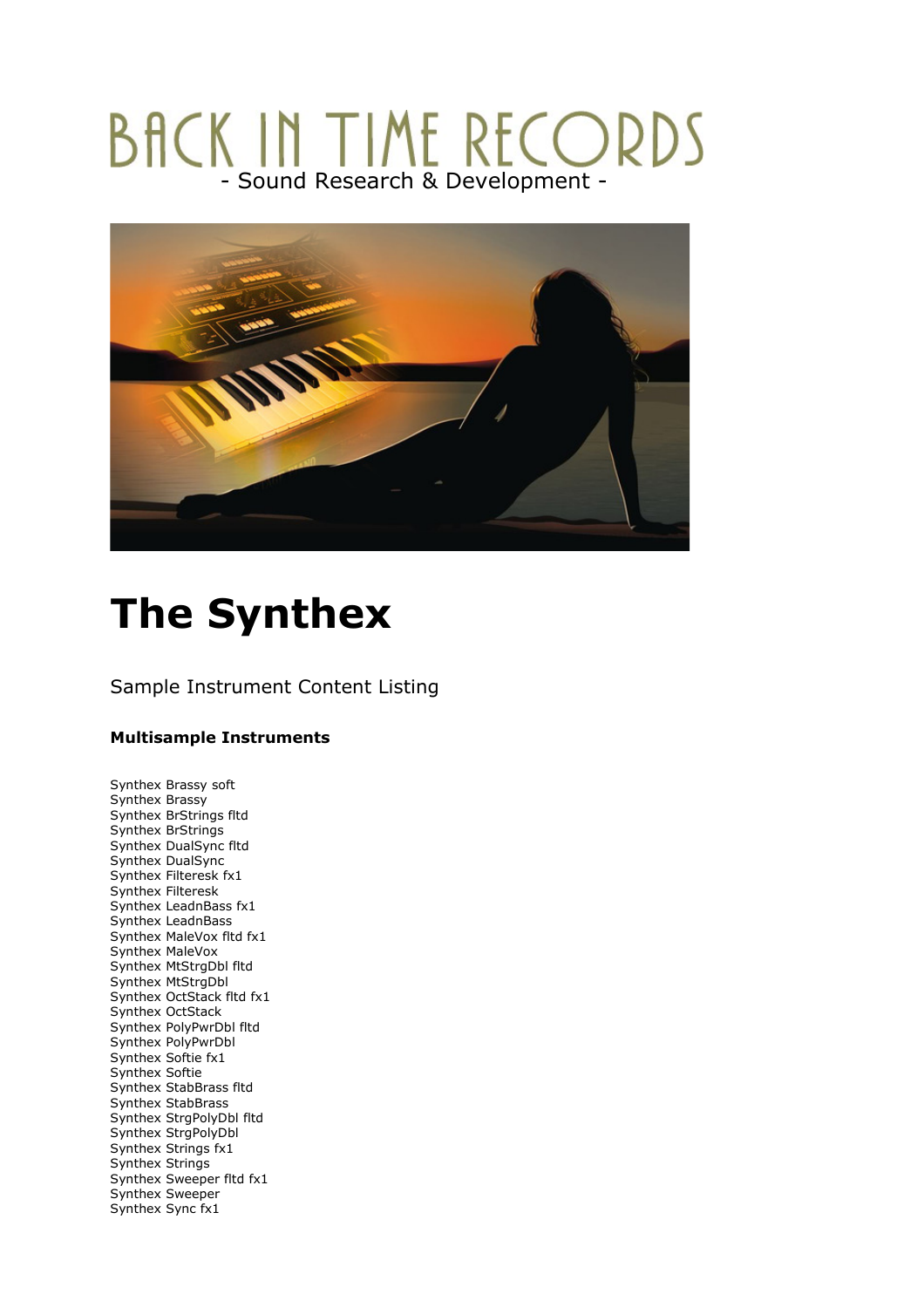# BACK IN TIME RECORDS

- Sound Research & Development -

# The Synthex

Sample Instrument Content Listing

**Multisample Instruments**

Synthex Brassy soft
Synthex Brassy
Synthex BrStrings fltd
Synthex BrStrings
Synthex DualSync fltd
Synthex DualSync
Synthex Filteresk fx1
Synthex Filteresk
Synthex LeadnBass fx1
Synthex LeadnBass
Synthex MaleVox fltd fx1
Synthex MaleVox
Synthex MtStrgDbl fltd
Synthex MtStrgDbl
Synthex OctStack fltd fx1
Synthex OctStack
Synthex PolyPwrDbl fltd
Synthex PolyPwrDbl
Synthex Softie fx1
Synthex Softie
Synthex StabBrass fltd
Synthex StabBrass
Synthex StrgPolyDbl fltd
Synthex StrgPolyDbl
Synthex Strings fx1
Synthex Strings
Synthex Sweeper fltd fx1
Synthex Sweeper
Synthex Sync fx1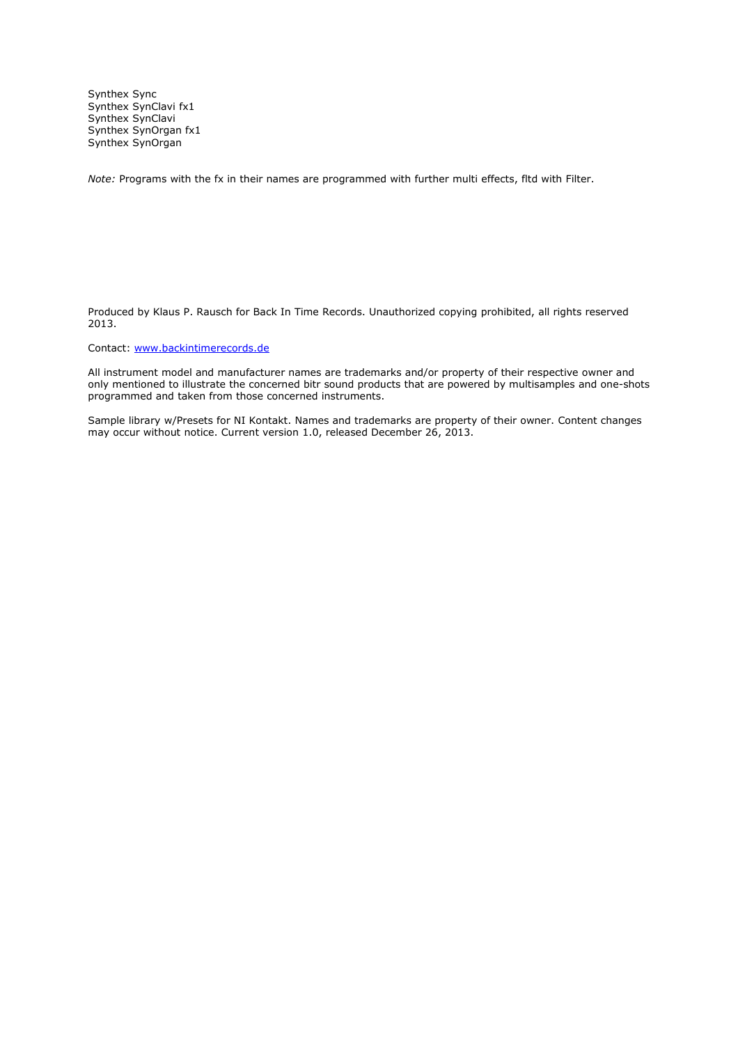Synthex Sync
Synthex SynClavi fx1
Synthex SynClavi
Synthex SynOrgan fx1
Synthex SynOrgan

*Note:* Programs with the fx in their names are programmed with further multi effects, fltd with Filter.

Produced by Klaus P. Rausch for Back In Time Records. Unauthorized copying prohibited, all rights reserved 2013.

Contact: [www.backintimerecords.de](http://www.backintimerecords.de)

All instrument model and manufacturer names are trademarks and/or property of their respective owner and only mentioned to illustrate the concerned bitr sound products that are powered by multisamples and one-shots programmed and taken from those concerned instruments.

Sample library w/Presets for NI Kontakt. Names and trademarks are property of their owner. Content changes may occur without notice. Current version 1.0, released December 26, 2013.